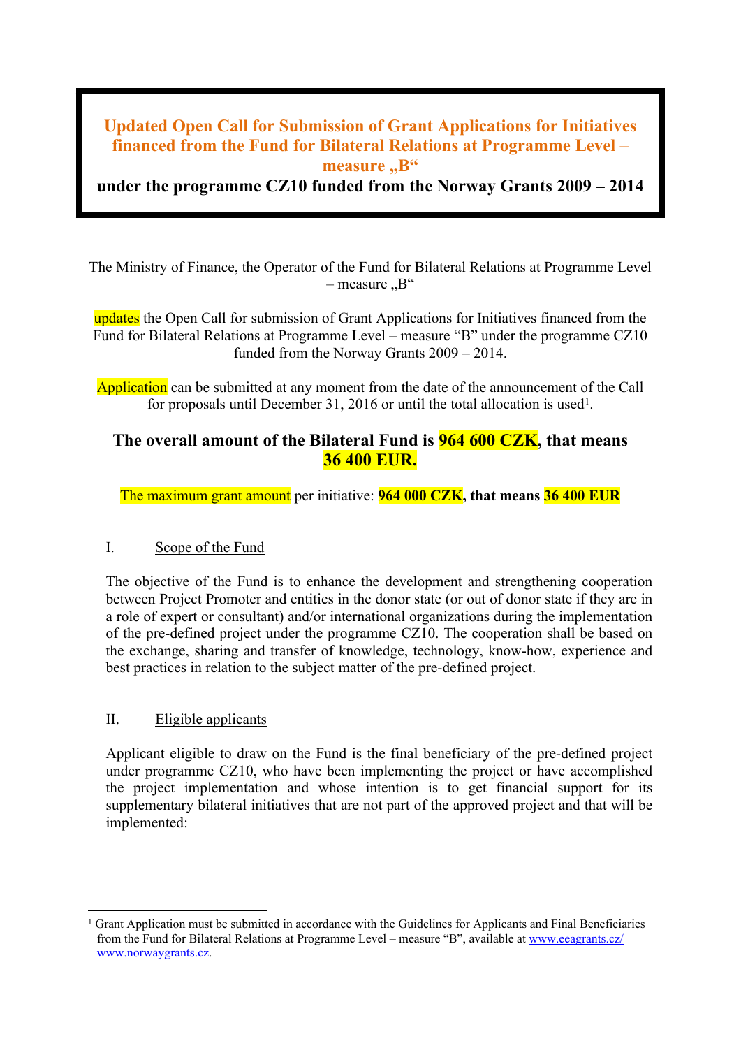# Updated Open Call for Submission of Grant Applications for Initiatives financed from the Fund for Bilateral Relations at Programme Level – measure „B“

**under the programme CZ10 funded from the Norway Grants 2009 – 2014**

The Ministry of Finance, the Operator of the Fund for Bilateral Relations at Programme Level – measure „B“

updates the Open Call for submission of Grant Applications for Initiatives financed from the Fund for Bilateral Relations at Programme Level – measure "B" under the programme CZ10 funded from the Norway Grants 2009 – 2014.

Application can be submitted at any moment from the date of the announcement of the Call for proposals until December 31, 2016 or until the total allocation is used[1].

## The overall amount of the Bilateral Fund is 964 600 CZK, that means 36 400 EUR.

The maximum grant amount per initiative: **964 000 CZK, that means 36 400 EUR**

## I. Scope of the Fund

The objective of the Fund is to enhance the development and strengthening cooperation between Project Promoter and entities in the donor state (or out of donor state if they are in a role of expert or consultant) and/or international organizations during the implementation of the pre-defined project under the programme CZ10. The cooperation shall be based on the exchange, sharing and transfer of knowledge, technology, know-how, experience and best practices in relation to the subject matter of the pre-defined project.

## II. Eligible applicants

Applicant eligible to draw on the Fund is the final beneficiary of the pre-defined project under programme CZ10, who have been implementing the project or have accomplished the project implementation and whose intention is to get financial support for its supplementary bilateral initiatives that are not part of the approved project and that will be implemented:

---

[1] Grant Application must be submitted in accordance with the Guidelines for Applicants and Final Beneficiaries from the Fund for Bilateral Relations at Programme Level – measure "B", available at www.eeagrants.cz/ www.norwaygrants.cz.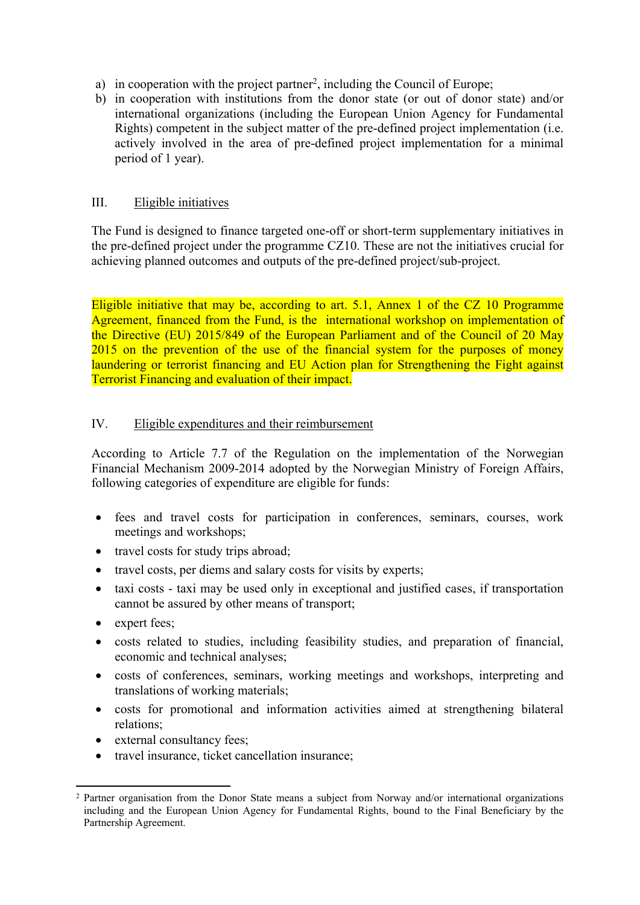a) in cooperation with the project partner[2], including the Council of Europe;
b) in cooperation with institutions from the donor state (or out of donor state) and/or international organizations (including the European Union Agency for Fundamental Rights) competent in the subject matter of the pre-defined project implementation (i.e. actively involved in the area of pre-defined project implementation for a minimal period of 1 year).

## III. Eligible initiatives

The Fund is designed to finance targeted one-off or short-term supplementary initiatives in the pre-defined project under the programme CZ10. These are not the initiatives crucial for achieving planned outcomes and outputs of the pre-defined project/sub-project.

Eligible initiative that may be, according to art. 5.1, Annex 1 of the CZ 10 Programme Agreement, financed from the Fund, is the international workshop on implementation of the Directive (EU) 2015/849 of the European Parliament and of the Council of 20 May 2015 on the prevention of the use of the financial system for the purposes of money laundering or terrorist financing and EU Action plan for Strengthening the Fight against Terrorist Financing and evaluation of their impact.

## IV. Eligible expenditures and their reimbursement

According to Article 7.7 of the Regulation on the implementation of the Norwegian Financial Mechanism 2009-2014 adopted by the Norwegian Ministry of Foreign Affairs, following categories of expenditure are eligible for funds:

- fees and travel costs for participation in conferences, seminars, courses, work meetings and workshops;
- travel costs for study trips abroad;
- travel costs, per diems and salary costs for visits by experts;
- taxi costs - taxi may be used only in exceptional and justified cases, if transportation cannot be assured by other means of transport;
- expert fees;
- costs related to studies, including feasibility studies, and preparation of financial, economic and technical analyses;
- costs of conferences, seminars, working meetings and workshops, interpreting and translations of working materials;
- costs for promotional and information activities aimed at strengthening bilateral relations;
- external consultancy fees;
- travel insurance, ticket cancellation insurance;

[2] Partner organisation from the Donor State means a subject from Norway and/or international organizations including and the European Union Agency for Fundamental Rights, bound to the Final Beneficiary by the Partnership Agreement.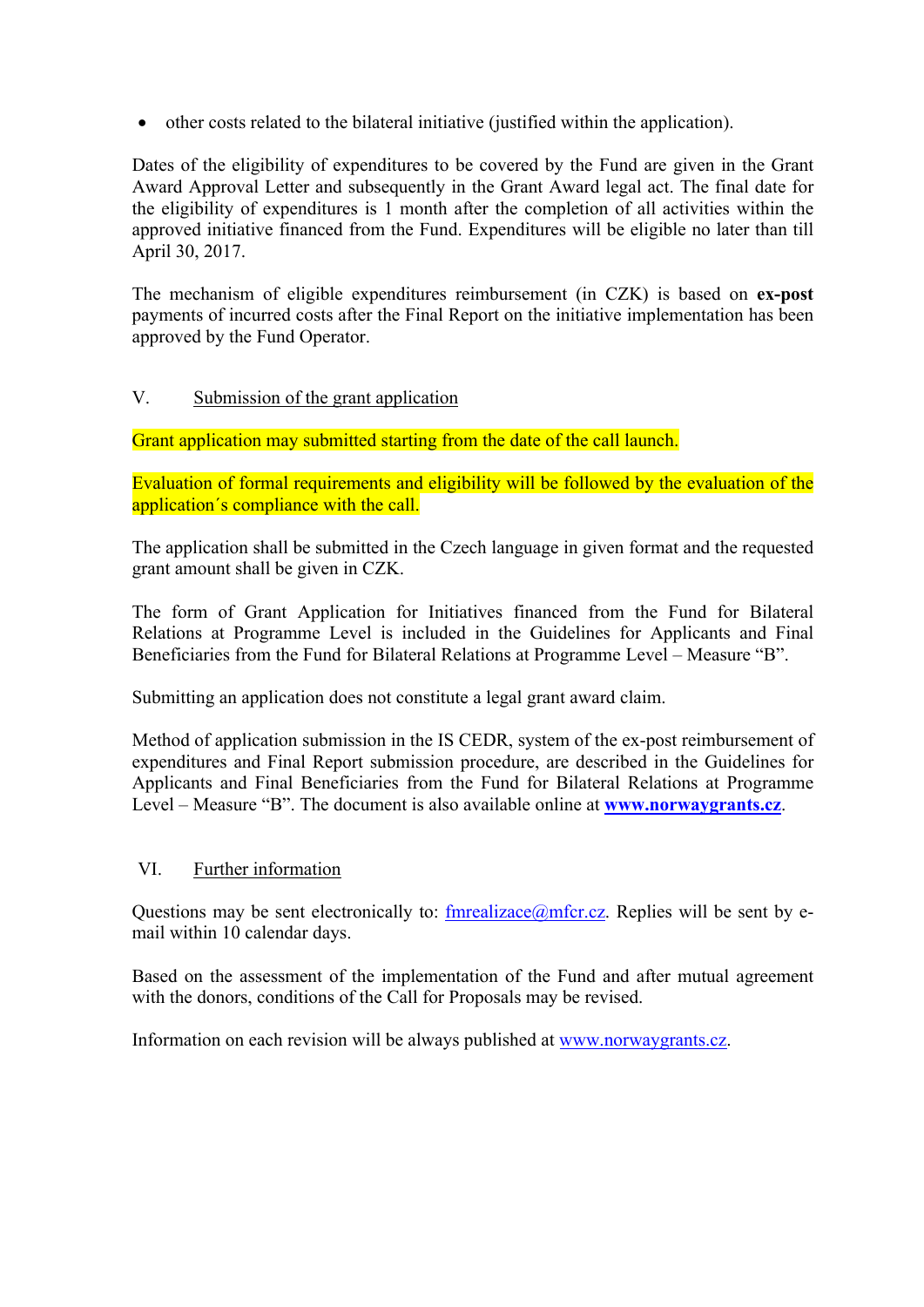- other costs related to the bilateral initiative (justified within the application).

Dates of the eligibility of expenditures to be covered by the Fund are given in the Grant Award Approval Letter and subsequently in the Grant Award legal act. The final date for the eligibility of expenditures is 1 month after the completion of all activities within the approved initiative financed from the Fund. Expenditures will be eligible no later than till April 30, 2017.

The mechanism of eligible expenditures reimbursement (in CZK) is based on **ex-post** payments of incurred costs after the Final Report on the initiative implementation has been approved by the Fund Operator.

## V. Submission of the grant application

Grant application may submitted starting from the date of the call launch.

Evaluation of formal requirements and eligibility will be followed by the evaluation of the application´s compliance with the call.

The application shall be submitted in the Czech language in given format and the requested grant amount shall be given in CZK.

The form of Grant Application for Initiatives financed from the Fund for Bilateral Relations at Programme Level is included in the Guidelines for Applicants and Final Beneficiaries from the Fund for Bilateral Relations at Programme Level – Measure "B".

Submitting an application does not constitute a legal grant award claim.

Method of application submission in the IS CEDR, system of the ex-post reimbursement of expenditures and Final Report submission procedure, are described in the Guidelines for Applicants and Final Beneficiaries from the Fund for Bilateral Relations at Programme Level – Measure "B". The document is also available online at **www.norwaygrants.cz**.

## VI. Further information

Questions may be sent electronically to: fmrealizace@mfcr.cz. Replies will be sent by e-mail within 10 calendar days.

Based on the assessment of the implementation of the Fund and after mutual agreement with the donors, conditions of the Call for Proposals may be revised.

Information on each revision will be always published at www.norwaygrants.cz.